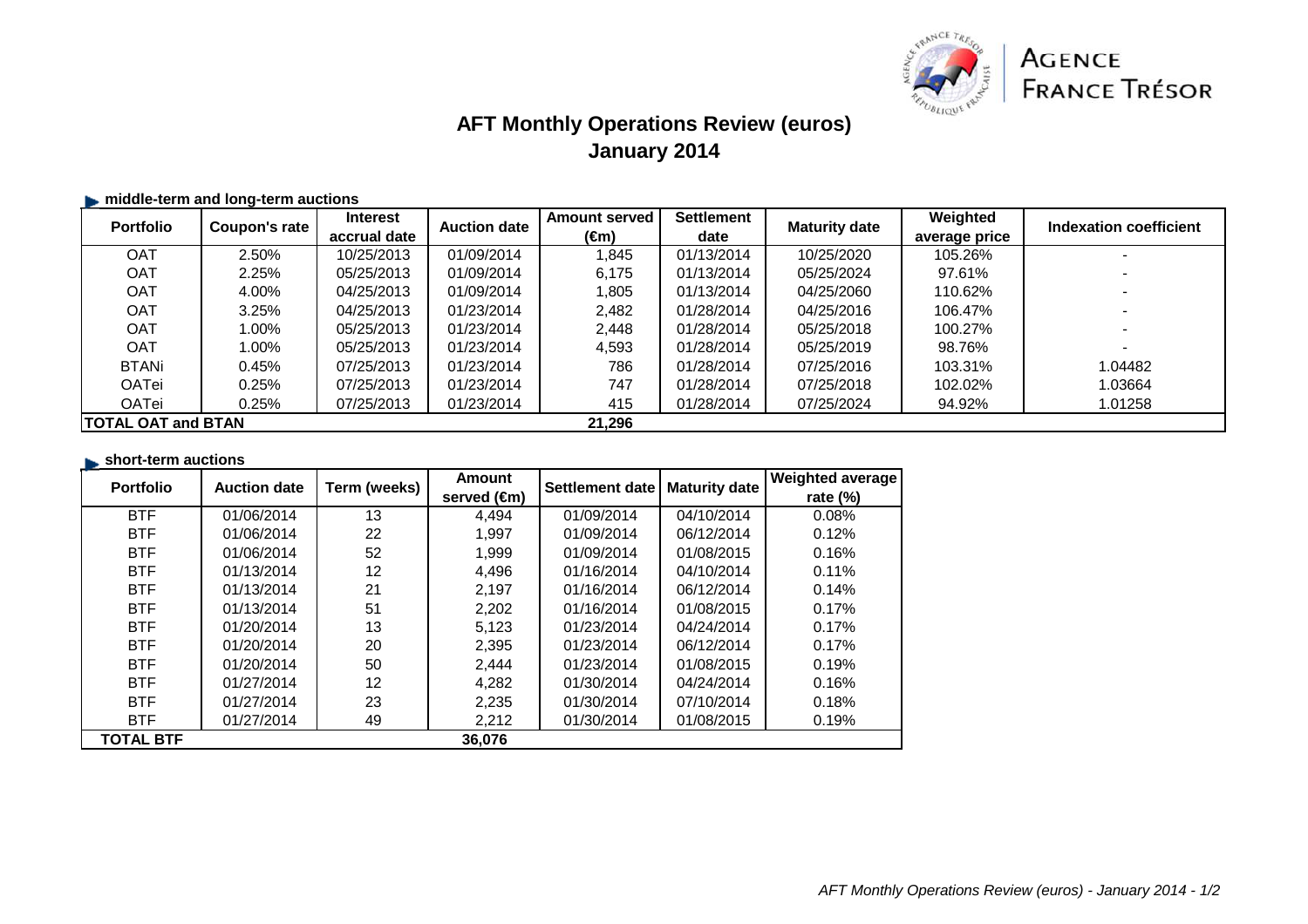AGENCE FRANCE TRÉSOR

# AFT Monthly Operations Review (euros)
## January 2014

### middle-term and long-term auctions

| Portfolio | Coupon's rate | Interest accrual date | Auction date | Amount served (€m) | Settlement date | Maturity date | Weighted average price | Indexation coefficient |
|---|---|---|---|---|---|---|---|---|
| OAT | 2.50% | 10/25/2013 | 01/09/2014 | 1,845 | 01/13/2014 | 10/25/2020 | 105.26% | - |
| OAT | 2.25% | 05/25/2013 | 01/09/2014 | 6,175 | 01/13/2014 | 05/25/2024 | 97.61% | - |
| OAT | 4.00% | 04/25/2013 | 01/09/2014 | 1,805 | 01/13/2014 | 04/25/2060 | 110.62% | - |
| OAT | 3.25% | 04/25/2013 | 01/23/2014 | 2,482 | 01/28/2014 | 04/25/2016 | 106.47% | - |
| OAT | 1.00% | 05/25/2013 | 01/23/2014 | 2,448 | 01/28/2014 | 05/25/2018 | 100.27% | - |
| OAT | 1.00% | 05/25/2013 | 01/23/2014 | 4,593 | 01/28/2014 | 05/25/2019 | 98.76% | - |
| BTANi | 0.45% | 07/25/2013 | 01/23/2014 | 786 | 01/28/2014 | 07/25/2016 | 103.31% | 1.04482 |
| OATei | 0.25% | 07/25/2013 | 01/23/2014 | 747 | 01/28/2014 | 07/25/2018 | 102.02% | 1.03664 |
| OATei | 0.25% | 07/25/2013 | 01/23/2014 | 415 | 01/28/2014 | 07/25/2024 | 94.92% | 1.01258 |
| **TOTAL OAT and BTAN** | | | | **21,296** | | | | |

### short-term auctions

| Portfolio | Auction date | Term (weeks) | Amount served (€m) | Settlement date | Maturity date | Weighted average rate (%) |
|---|---|---|---|---|---|---|
| BTF | 01/06/2014 | 13 | 4,494 | 01/09/2014 | 04/10/2014 | 0.08% |
| BTF | 01/06/2014 | 22 | 1,997 | 01/09/2014 | 06/12/2014 | 0.12% |
| BTF | 01/06/2014 | 52 | 1,999 | 01/09/2014 | 01/08/2015 | 0.16% |
| BTF | 01/13/2014 | 12 | 4,496 | 01/16/2014 | 04/10/2014 | 0.11% |
| BTF | 01/13/2014 | 21 | 2,197 | 01/16/2014 | 06/12/2014 | 0.14% |
| BTF | 01/13/2014 | 51 | 2,202 | 01/16/2014 | 01/08/2015 | 0.17% |
| BTF | 01/20/2014 | 13 | 5,123 | 01/23/2014 | 04/24/2014 | 0.17% |
| BTF | 01/20/2014 | 20 | 2,395 | 01/23/2014 | 06/12/2014 | 0.17% |
| BTF | 01/20/2014 | 50 | 2,444 | 01/23/2014 | 01/08/2015 | 0.19% |
| BTF | 01/27/2014 | 12 | 4,282 | 01/30/2014 | 04/24/2014 | 0.16% |
| BTF | 01/27/2014 | 23 | 2,235 | 01/30/2014 | 07/10/2014 | 0.18% |
| BTF | 01/27/2014 | 49 | 2,212 | 01/30/2014 | 01/08/2015 | 0.19% |
| **TOTAL BTF** | | | **36,076** | | | |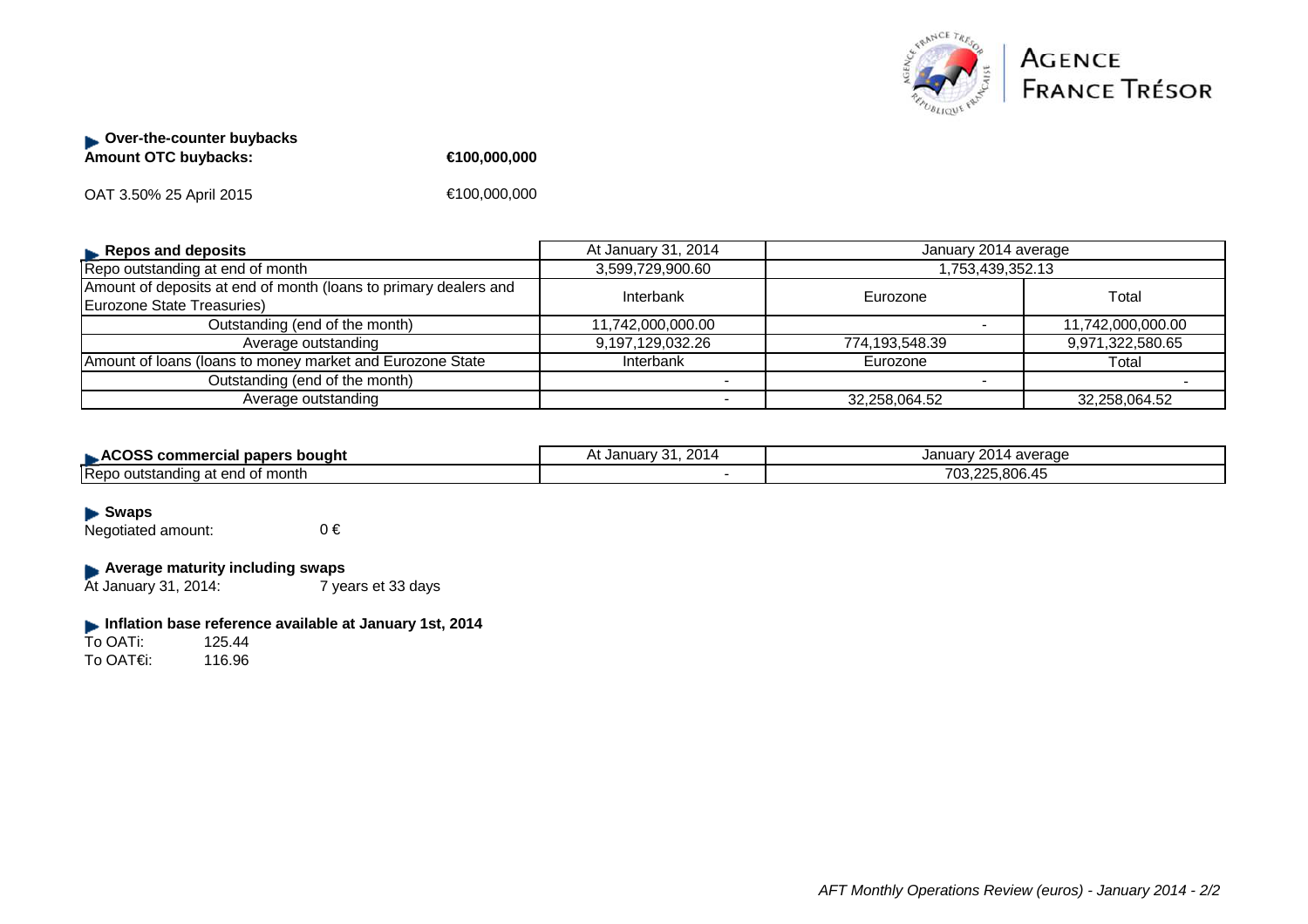### Over-the-counter buybacks

**Amount OTC buybacks:** **€100,000,000**

OAT 3.50% 25 April 2015 €100,000,000

| Repos and deposits | At January 31, 2014 | January 2014 average | |
|---|---|---|---|
| Repo outstanding at end of month | 3,599,729,900.60 | 1,753,439,352.13 | |
| Amount of deposits at end of month (loans to primary dealers and Eurozone State Treasuries) | Interbank | Eurozone | Total |
| Outstanding (end of the month) | 11,742,000,000.00 | - | 11,742,000,000.00 |
| Average outstanding | 9,197,129,032.26 | 774,193,548.39 | 9,971,322,580.65 |
| Amount of loans (loans to money market and Eurozone State | Interbank | Eurozone | Total |
| Outstanding (end of the month) | - | - | - |
| Average outstanding | - | 32,258,064.52 | 32,258,064.52 |

| ACOSS commercial papers bought | At January 31, 2014 | January 2014 average |
|---|---|---|
| Repo outstanding at end of month | - | 703,225,806.45 |

### Swaps

Negotiated amount: 0 €

### Average maturity including swaps

At January 31, 2014: 7 years et 33 days

### Inflation base reference available at January 1st, 2014

To OATi: 125.44

To OAT€i: 116.96